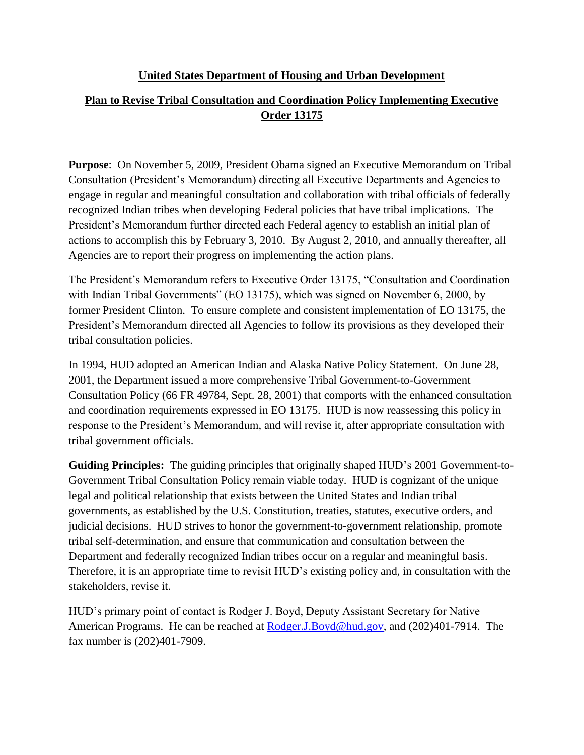**United States Department of Housing and Urban Development**

**Plan to Revise Tribal Consultation and Coordination Policy Implementing Executive Order 13175**

**Purpose**: On November 5, 2009, President Obama signed an Executive Memorandum on Tribal Consultation (President's Memorandum) directing all Executive Departments and Agencies to engage in regular and meaningful consultation and collaboration with tribal officials of federally recognized Indian tribes when developing Federal policies that have tribal implications. The President's Memorandum further directed each Federal agency to establish an initial plan of actions to accomplish this by February 3, 2010. By August 2, 2010, and annually thereafter, all Agencies are to report their progress on implementing the action plans.

The President's Memorandum refers to Executive Order 13175, "Consultation and Coordination with Indian Tribal Governments" (EO 13175), which was signed on November 6, 2000, by former President Clinton. To ensure complete and consistent implementation of EO 13175, the President's Memorandum directed all Agencies to follow its provisions as they developed their tribal consultation policies.

In 1994, HUD adopted an American Indian and Alaska Native Policy Statement. On June 28, 2001, the Department issued a more comprehensive Tribal Government-to-Government Consultation Policy (66 FR 49784, Sept. 28, 2001) that comports with the enhanced consultation and coordination requirements expressed in EO 13175. HUD is now reassessing this policy in response to the President's Memorandum, and will revise it, after appropriate consultation with tribal government officials.

**Guiding Principles:** The guiding principles that originally shaped HUD's 2001 Government-to-Government Tribal Consultation Policy remain viable today. HUD is cognizant of the unique legal and political relationship that exists between the United States and Indian tribal governments, as established by the U.S. Constitution, treaties, statutes, executive orders, and judicial decisions. HUD strives to honor the government-to-government relationship, promote tribal self-determination, and ensure that communication and consultation between the Department and federally recognized Indian tribes occur on a regular and meaningful basis. Therefore, it is an appropriate time to revisit HUD's existing policy and, in consultation with the stakeholders, revise it.

HUD's primary point of contact is Rodger J. Boyd, Deputy Assistant Secretary for Native American Programs. He can be reached at Rodger.J.Boyd@hud.gov, and (202)401-7914. The fax number is (202)401-7909.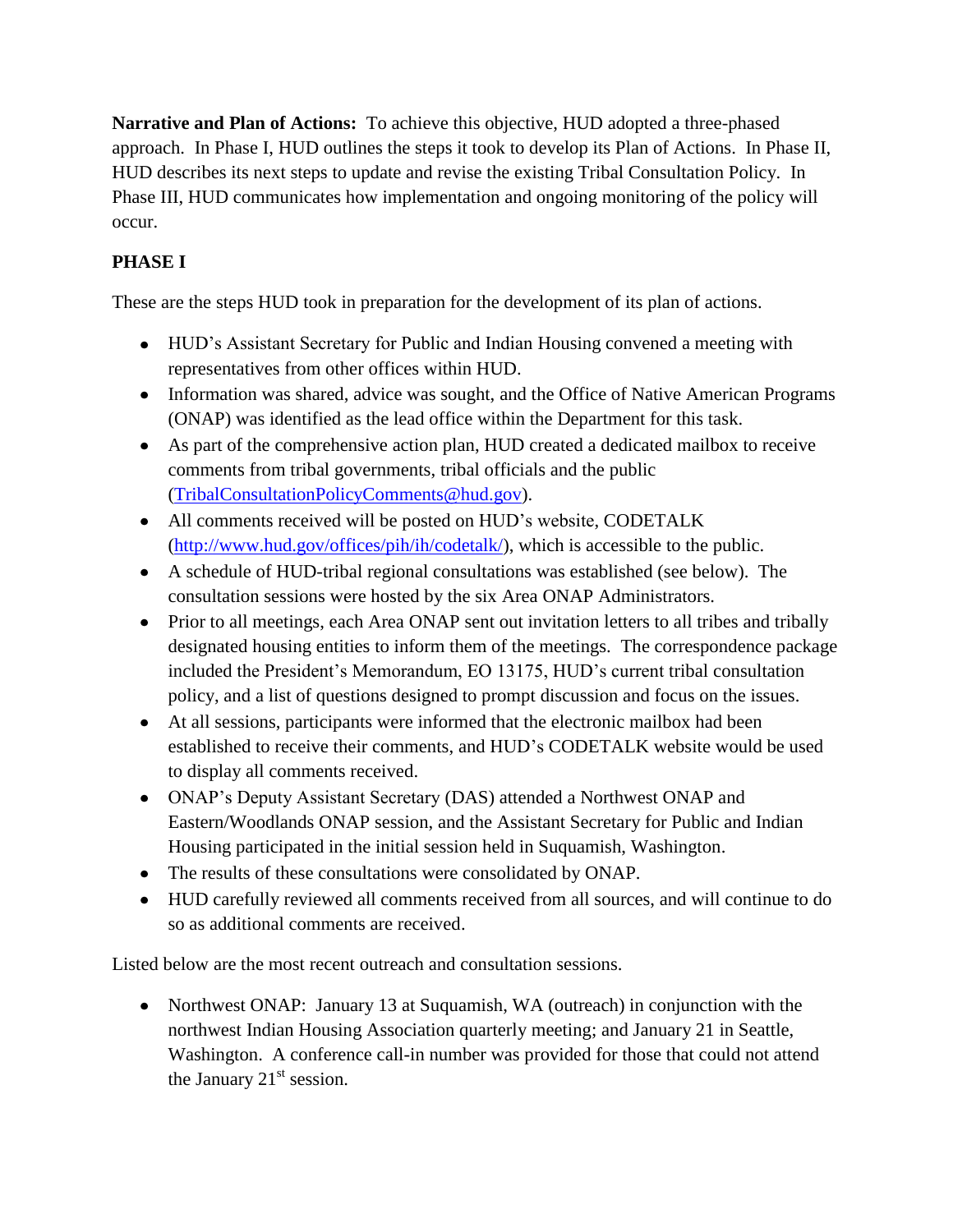**Narrative and Plan of Actions:** To achieve this objective, HUD adopted a three-phased approach. In Phase I, HUD outlines the steps it took to develop its Plan of Actions. In Phase II, HUD describes its next steps to update and revise the existing Tribal Consultation Policy. In Phase III, HUD communicates how implementation and ongoing monitoring of the policy will occur.

**PHASE I**

These are the steps HUD took in preparation for the development of its plan of actions.

- HUD's Assistant Secretary for Public and Indian Housing convened a meeting with representatives from other offices within HUD.
- Information was shared, advice was sought, and the Office of Native American Programs (ONAP) was identified as the lead office within the Department for this task.
- As part of the comprehensive action plan, HUD created a dedicated mailbox to receive comments from tribal governments, tribal officials and the public (TribalConsultationPolicyComments@hud.gov).
- All comments received will be posted on HUD's website, CODETALK (http://www.hud.gov/offices/pih/ih/codetalk/), which is accessible to the public.
- A schedule of HUD-tribal regional consultations was established (see below). The consultation sessions were hosted by the six Area ONAP Administrators.
- Prior to all meetings, each Area ONAP sent out invitation letters to all tribes and tribally designated housing entities to inform them of the meetings. The correspondence package included the President's Memorandum, EO 13175, HUD's current tribal consultation policy, and a list of questions designed to prompt discussion and focus on the issues.
- At all sessions, participants were informed that the electronic mailbox had been established to receive their comments, and HUD's CODETALK website would be used to display all comments received.
- ONAP's Deputy Assistant Secretary (DAS) attended a Northwest ONAP and Eastern/Woodlands ONAP session, and the Assistant Secretary for Public and Indian Housing participated in the initial session held in Suquamish, Washington.
- The results of these consultations were consolidated by ONAP.
- HUD carefully reviewed all comments received from all sources, and will continue to do so as additional comments are received.

Listed below are the most recent outreach and consultation sessions.

- Northwest ONAP: January 13 at Suquamish, WA (outreach) in conjunction with the northwest Indian Housing Association quarterly meeting; and January 21 in Seattle, Washington. A conference call-in number was provided for those that could not attend the January 21st session.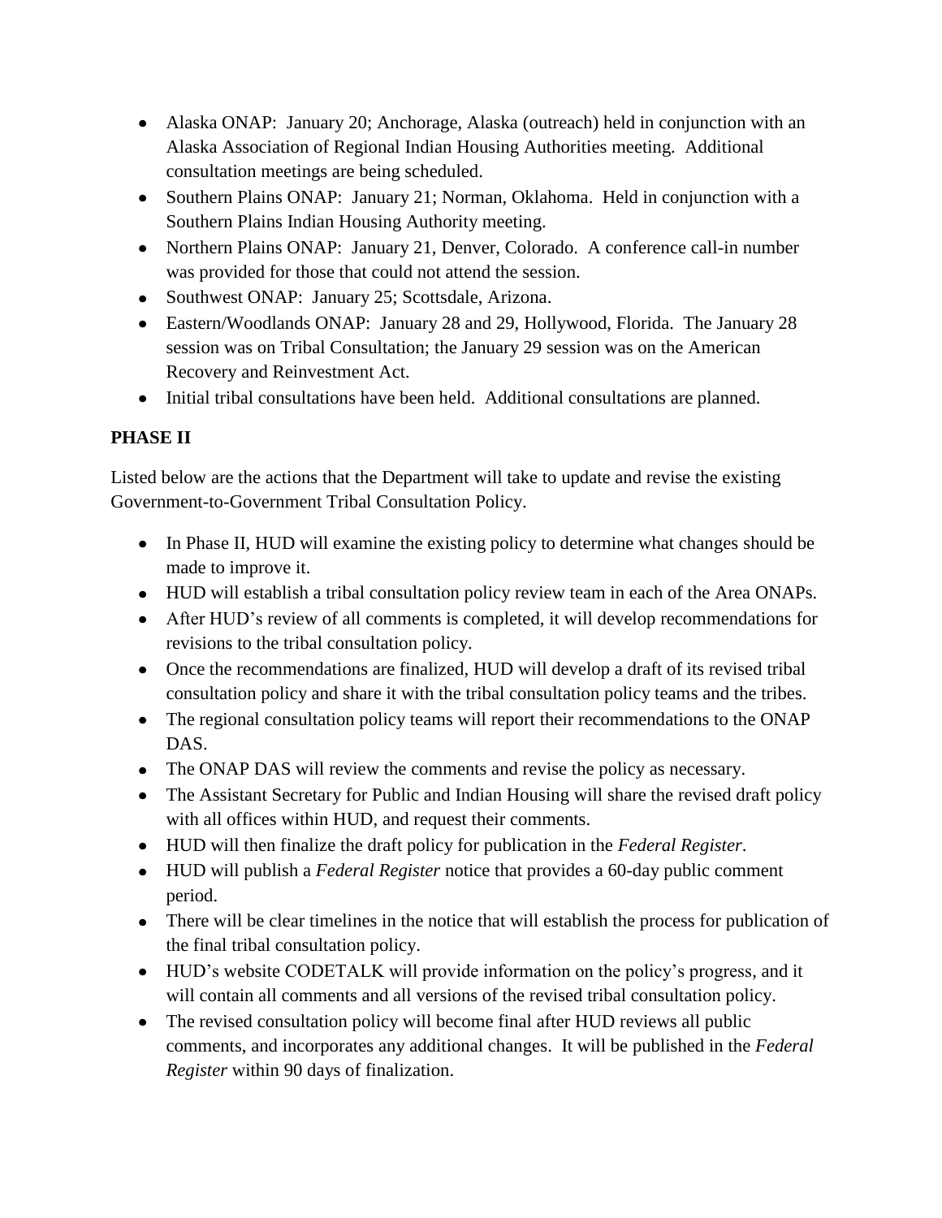- Alaska ONAP: January 20; Anchorage, Alaska (outreach) held in conjunction with an Alaska Association of Regional Indian Housing Authorities meeting. Additional consultation meetings are being scheduled.
- Southern Plains ONAP: January 21; Norman, Oklahoma. Held in conjunction with a Southern Plains Indian Housing Authority meeting.
- Northern Plains ONAP: January 21, Denver, Colorado. A conference call-in number was provided for those that could not attend the session.
- Southwest ONAP: January 25; Scottsdale, Arizona.
- Eastern/Woodlands ONAP: January 28 and 29, Hollywood, Florida. The January 28 session was on Tribal Consultation; the January 29 session was on the American Recovery and Reinvestment Act.
- Initial tribal consultations have been held. Additional consultations are planned.

## PHASE II

Listed below are the actions that the Department will take to update and revise the existing Government-to-Government Tribal Consultation Policy.

- In Phase II, HUD will examine the existing policy to determine what changes should be made to improve it.
- HUD will establish a tribal consultation policy review team in each of the Area ONAPs.
- After HUD's review of all comments is completed, it will develop recommendations for revisions to the tribal consultation policy.
- Once the recommendations are finalized, HUD will develop a draft of its revised tribal consultation policy and share it with the tribal consultation policy teams and the tribes.
- The regional consultation policy teams will report their recommendations to the ONAP DAS.
- The ONAP DAS will review the comments and revise the policy as necessary.
- The Assistant Secretary for Public and Indian Housing will share the revised draft policy with all offices within HUD, and request their comments.
- HUD will then finalize the draft policy for publication in the *Federal Register*.
- HUD will publish a *Federal Register* notice that provides a 60-day public comment period.
- There will be clear timelines in the notice that will establish the process for publication of the final tribal consultation policy.
- HUD's website CODETALK will provide information on the policy's progress, and it will contain all comments and all versions of the revised tribal consultation policy.
- The revised consultation policy will become final after HUD reviews all public comments, and incorporates any additional changes. It will be published in the *Federal Register* within 90 days of finalization.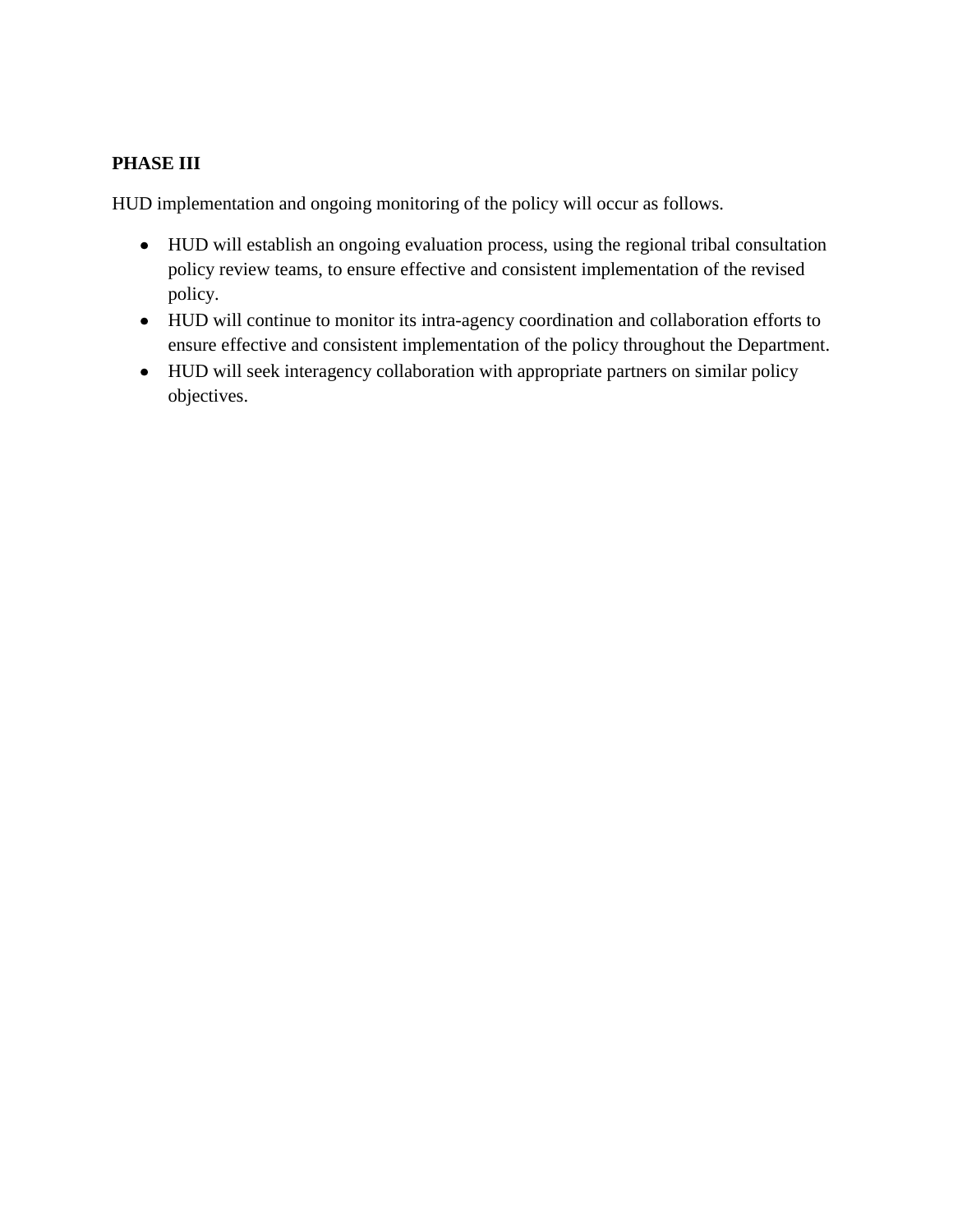**PHASE III**

HUD implementation and ongoing monitoring of the policy will occur as follows.

- HUD will establish an ongoing evaluation process, using the regional tribal consultation policy review teams, to ensure effective and consistent implementation of the revised policy.
- HUD will continue to monitor its intra-agency coordination and collaboration efforts to ensure effective and consistent implementation of the policy throughout the Department.
- HUD will seek interagency collaboration with appropriate partners on similar policy objectives.